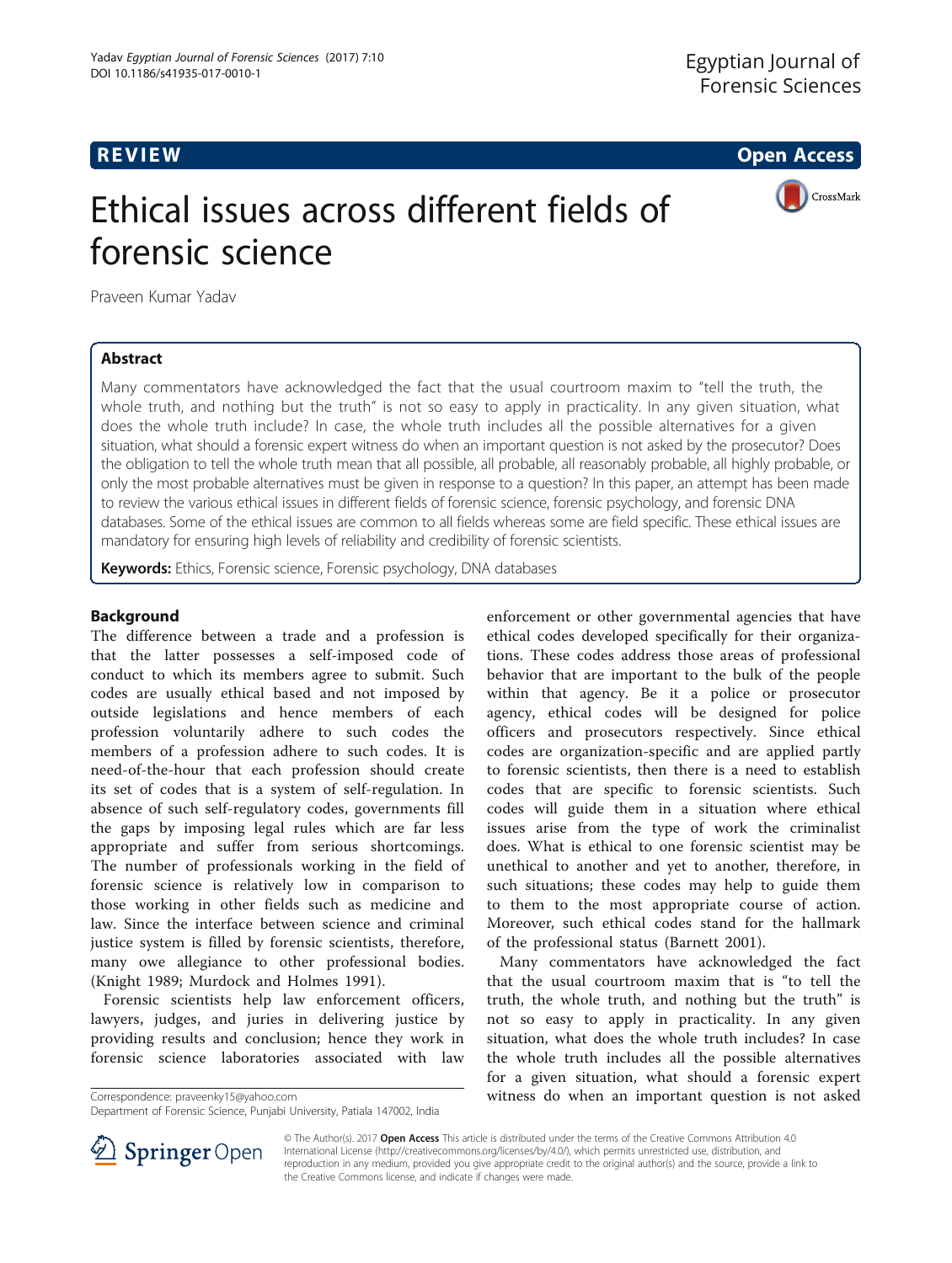REVIEW Open Access

# Ethical issues across different fields of forensic science

Praveen Kumar Yadav

## Abstract

Many commentators have acknowledged the fact that the usual courtroom maxim to "tell the truth, the whole truth, and nothing but the truth" is not so easy to apply in practicality. In any given situation, what does the whole truth include? In case, the whole truth includes all the possible alternatives for a given situation, what should a forensic expert witness do when an important question is not asked by the prosecutor? Does the obligation to tell the whole truth mean that all possible, all probable, all reasonably probable, all highly probable, or only the most probable alternatives must be given in response to a question? In this paper, an attempt has been made to review the various ethical issues in different fields of forensic science, forensic psychology, and forensic DNA databases. Some of the ethical issues are common to all fields whereas some are field specific. These ethical issues are mandatory for ensuring high levels of reliability and credibility of forensic scientists.

**Keywords:** Ethics, Forensic science, Forensic psychology, DNA databases

## Background

The difference between a trade and a profession is that the latter possesses a self-imposed code of conduct to which its members agree to submit. Such codes are usually ethical based and not imposed by outside legislations and hence members of each profession voluntarily adhere to such codes the members of a profession adhere to such codes. It is need-of-the-hour that each profession should create its set of codes that is a system of self-regulation. In absence of such self-regulatory codes, governments fill the gaps by imposing legal rules which are far less appropriate and suffer from serious shortcomings. The number of professionals working in the field of forensic science is relatively low in comparison to those working in other fields such as medicine and law. Since the interface between science and criminal justice system is filled by forensic scientists, therefore, many owe allegiance to other professional bodies. (Knight 1989; Murdock and Holmes 1991).

Forensic scientists help law enforcement officers, lawyers, judges, and juries in delivering justice by providing results and conclusion; hence they work in forensic science laboratories associated with law enforcement or other governmental agencies that have ethical codes developed specifically for their organizations. These codes address those areas of professional behavior that are important to the bulk of the people within that agency. Be it a police or prosecutor agency, ethical codes will be designed for police officers and prosecutors respectively. Since ethical codes are organization-specific and are applied partly to forensic scientists, then there is a need to establish codes that are specific to forensic scientists. Such codes will guide them in a situation where ethical issues arise from the type of work the criminalist does. What is ethical to one forensic scientist may be unethical to another and yet to another, therefore, in such situations; these codes may help to guide them to them to the most appropriate course of action. Moreover, such ethical codes stand for the hallmark of the professional status (Barnett 2001).

Many commentators have acknowledged the fact that the usual courtroom maxim that is "to tell the truth, the whole truth, and nothing but the truth" is not so easy to apply in practicality. In any given situation, what does the whole truth includes? In case the whole truth includes all the possible alternatives for a given situation, what should a forensic expert witness do when an important question is not asked

Correspondence: praveenky15@yahoo.com
Department of Forensic Science, Punjabi University, Patiala 147002, India

© The Author(s). 2017 **Open Access** This article is distributed under the terms of the Creative Commons Attribution 4.0 International License (http://creativecommons.org/licenses/by/4.0/), which permits unrestricted use, distribution, and reproduction in any medium, provided you give appropriate credit to the original author(s) and the source, provide a link to the Creative Commons license, and indicate if changes were made.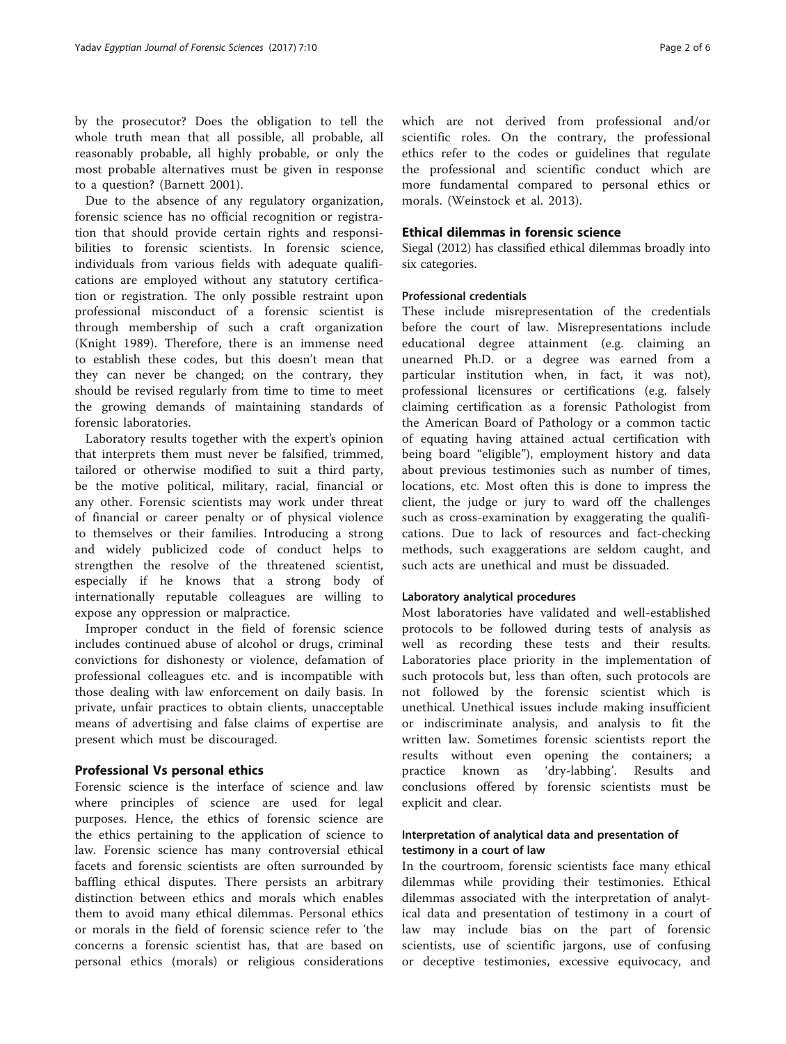by the prosecutor? Does the obligation to tell the whole truth mean that all possible, all probable, all reasonably probable, all highly probable, or only the most probable alternatives must be given in response to a question? (Barnett 2001).

Due to the absence of any regulatory organization, forensic science has no official recognition or registration that should provide certain rights and responsibilities to forensic scientists. In forensic science, individuals from various fields with adequate qualifications are employed without any statutory certification or registration. The only possible restraint upon professional misconduct of a forensic scientist is through membership of such a craft organization (Knight 1989). Therefore, there is an immense need to establish these codes, but this doesn't mean that they can never be changed; on the contrary, they should be revised regularly from time to time to meet the growing demands of maintaining standards of forensic laboratories.

Laboratory results together with the expert's opinion that interprets them must never be falsified, trimmed, tailored or otherwise modified to suit a third party, be the motive political, military, racial, financial or any other. Forensic scientists may work under threat of financial or career penalty or of physical violence to themselves or their families. Introducing a strong and widely publicized code of conduct helps to strengthen the resolve of the threatened scientist, especially if he knows that a strong body of internationally reputable colleagues are willing to expose any oppression or malpractice.

Improper conduct in the field of forensic science includes continued abuse of alcohol or drugs, criminal convictions for dishonesty or violence, defamation of professional colleagues etc. and is incompatible with those dealing with law enforcement on daily basis. In private, unfair practices to obtain clients, unacceptable means of advertising and false claims of expertise are present which must be discouraged.

## Professional Vs personal ethics

Forensic science is the interface of science and law where principles of science are used for legal purposes. Hence, the ethics of forensic science are the ethics pertaining to the application of science to law. Forensic science has many controversial ethical facets and forensic scientists are often surrounded by baffling ethical disputes. There persists an arbitrary distinction between ethics and morals which enables them to avoid many ethical dilemmas. Personal ethics or morals in the field of forensic science refer to 'the concerns a forensic scientist has, that are based on personal ethics (morals) or religious considerations which are not derived from professional and/or scientific roles. On the contrary, the professional ethics refer to the codes or guidelines that regulate the professional and scientific conduct which are more fundamental compared to personal ethics or morals. (Weinstock et al. 2013).

## Ethical dilemmas in forensic science

Siegal (2012) has classified ethical dilemmas broadly into six categories.

### Professional credentials

These include misrepresentation of the credentials before the court of law. Misrepresentations include educational degree attainment (e.g. claiming an unearned Ph.D. or a degree was earned from a particular institution when, in fact, it was not), professional licensures or certifications (e.g. falsely claiming certification as a forensic Pathologist from the American Board of Pathology or a common tactic of equating having attained actual certification with being board "eligible"), employment history and data about previous testimonies such as number of times, locations, etc. Most often this is done to impress the client, the judge or jury to ward off the challenges such as cross-examination by exaggerating the qualifications. Due to lack of resources and fact-checking methods, such exaggerations are seldom caught, and such acts are unethical and must be dissuaded.

### Laboratory analytical procedures

Most laboratories have validated and well-established protocols to be followed during tests of analysis as well as recording these tests and their results. Laboratories place priority in the implementation of such protocols but, less than often, such protocols are not followed by the forensic scientist which is unethical. Unethical issues include making insufficient or indiscriminate analysis, and analysis to fit the written law. Sometimes forensic scientists report the results without even opening the containers; a practice known as 'dry-labbing'. Results and conclusions offered by forensic scientists must be explicit and clear.

### Interpretation of analytical data and presentation of testimony in a court of law

In the courtroom, forensic scientists face many ethical dilemmas while providing their testimonies. Ethical dilemmas associated with the interpretation of analytical data and presentation of testimony in a court of law may include bias on the part of forensic scientists, use of scientific jargons, use of confusing or deceptive testimonies, excessive equivocacy, and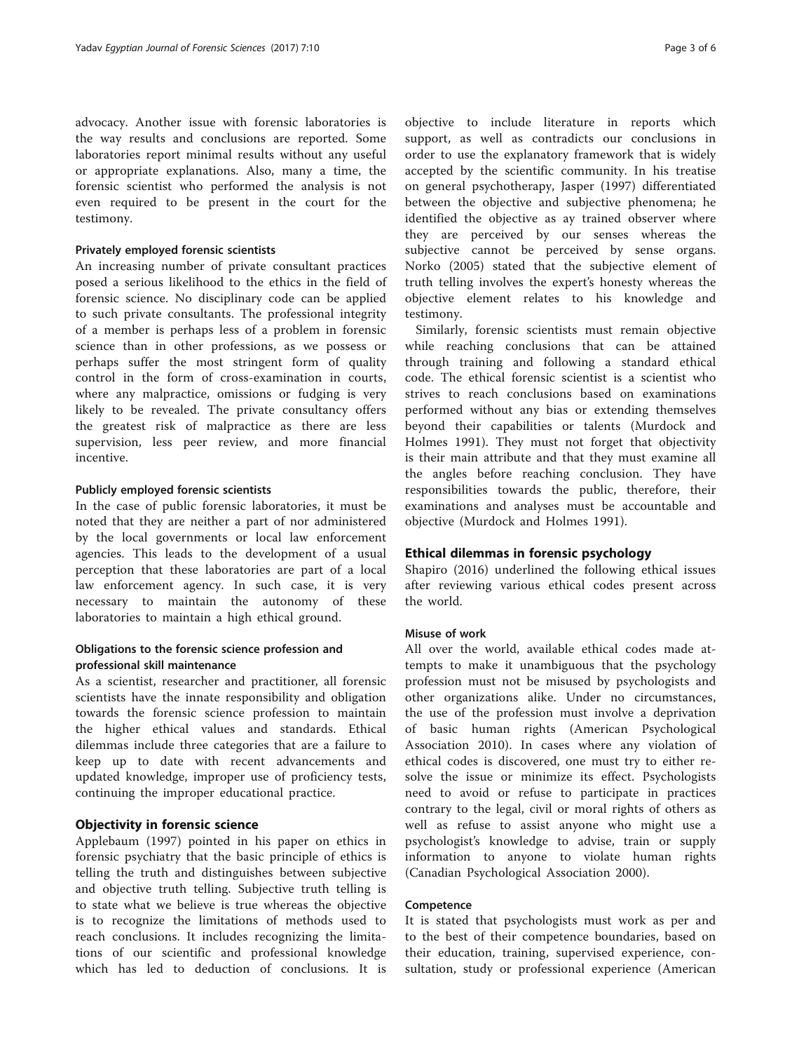advocacy. Another issue with forensic laboratories is the way results and conclusions are reported. Some laboratories report minimal results without any useful or appropriate explanations. Also, many a time, the forensic scientist who performed the analysis is not even required to be present in the court for the testimony.

#### Privately employed forensic scientists

An increasing number of private consultant practices posed a serious likelihood to the ethics in the field of forensic science. No disciplinary code can be applied to such private consultants. The professional integrity of a member is perhaps less of a problem in forensic science than in other professions, as we possess or perhaps suffer the most stringent form of quality control in the form of cross-examination in courts, where any malpractice, omissions or fudging is very likely to be revealed. The private consultancy offers the greatest risk of malpractice as there are less supervision, less peer review, and more financial incentive.

#### Publicly employed forensic scientists

In the case of public forensic laboratories, it must be noted that they are neither a part of nor administered by the local governments or local law enforcement agencies. This leads to the development of a usual perception that these laboratories are part of a local law enforcement agency. In such case, it is very necessary to maintain the autonomy of these laboratories to maintain a high ethical ground.

### Obligations to the forensic science profession and professional skill maintenance

As a scientist, researcher and practitioner, all forensic scientists have the innate responsibility and obligation towards the forensic science profession to maintain the higher ethical values and standards. Ethical dilemmas include three categories that are a failure to keep up to date with recent advancements and updated knowledge, improper use of proficiency tests, continuing the improper educational practice.

## Objectivity in forensic science

Applebaum (1997) pointed in his paper on ethics in forensic psychiatry that the basic principle of ethics is telling the truth and distinguishes between subjective and objective truth telling. Subjective truth telling is to state what we believe is true whereas the objective is to recognize the limitations of methods used to reach conclusions. It includes recognizing the limitations of our scientific and professional knowledge which has led to deduction of conclusions. It is objective to include literature in reports which support, as well as contradicts our conclusions in order to use the explanatory framework that is widely accepted by the scientific community. In his treatise on general psychotherapy, Jasper (1997) differentiated between the objective and subjective phenomena; he identified the objective as ay trained observer where they are perceived by our senses whereas the subjective cannot be perceived by sense organs. Norko (2005) stated that the subjective element of truth telling involves the expert's honesty whereas the objective element relates to his knowledge and testimony.

Similarly, forensic scientists must remain objective while reaching conclusions that can be attained through training and following a standard ethical code. The ethical forensic scientist is a scientist who strives to reach conclusions based on examinations performed without any bias or extending themselves beyond their capabilities or talents (Murdock and Holmes 1991). They must not forget that objectivity is their main attribute and that they must examine all the angles before reaching conclusion. They have responsibilities towards the public, therefore, their examinations and analyses must be accountable and objective (Murdock and Holmes 1991).

## Ethical dilemmas in forensic psychology

Shapiro (2016) underlined the following ethical issues after reviewing various ethical codes present across the world.

#### Misuse of work

All over the world, available ethical codes made attempts to make it unambiguous that the psychology profession must not be misused by psychologists and other organizations alike. Under no circumstances, the use of the profession must involve a deprivation of basic human rights (American Psychological Association 2010). In cases where any violation of ethical codes is discovered, one must try to either resolve the issue or minimize its effect. Psychologists need to avoid or refuse to participate in practices contrary to the legal, civil or moral rights of others as well as refuse to assist anyone who might use a psychologist's knowledge to advise, train or supply information to anyone to violate human rights (Canadian Psychological Association 2000).

#### Competence

It is stated that psychologists must work as per and to the best of their competence boundaries, based on their education, training, supervised experience, consultation, study or professional experience (American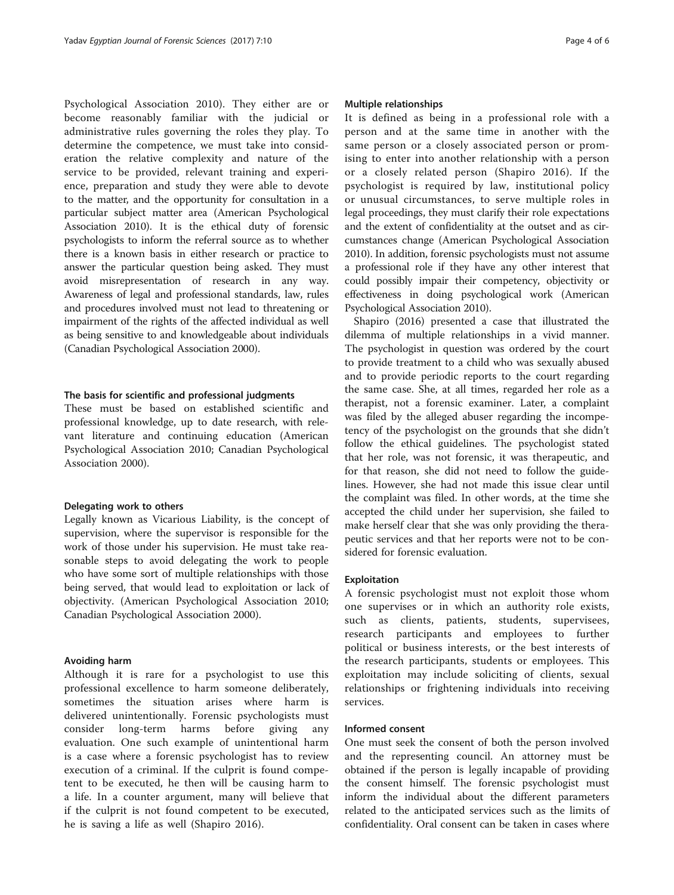Psychological Association 2010). They either are or become reasonably familiar with the judicial or administrative rules governing the roles they play. To determine the competence, we must take into consideration the relative complexity and nature of the service to be provided, relevant training and experience, preparation and study they were able to devote to the matter, and the opportunity for consultation in a particular subject matter area (American Psychological Association 2010). It is the ethical duty of forensic psychologists to inform the referral source as to whether there is a known basis in either research or practice to answer the particular question being asked. They must avoid misrepresentation of research in any way. Awareness of legal and professional standards, law, rules and procedures involved must not lead to threatening or impairment of the rights of the affected individual as well as being sensitive to and knowledgeable about individuals (Canadian Psychological Association 2000).

### The basis for scientific and professional judgments

These must be based on established scientific and professional knowledge, up to date research, with relevant literature and continuing education (American Psychological Association 2010; Canadian Psychological Association 2000).

### Delegating work to others

Legally known as Vicarious Liability, is the concept of supervision, where the supervisor is responsible for the work of those under his supervision. He must take reasonable steps to avoid delegating the work to people who have some sort of multiple relationships with those being served, that would lead to exploitation or lack of objectivity. (American Psychological Association 2010; Canadian Psychological Association 2000).

### Avoiding harm

Although it is rare for a psychologist to use this professional excellence to harm someone deliberately, sometimes the situation arises where harm is delivered unintentionally. Forensic psychologists must consider long-term harms before giving any evaluation. One such example of unintentional harm is a case where a forensic psychologist has to review execution of a criminal. If the culprit is found competent to be executed, he then will be causing harm to a life. In a counter argument, many will believe that if the culprit is not found competent to be executed, he is saving a life as well (Shapiro 2016).

### Multiple relationships

It is defined as being in a professional role with a person and at the same time in another with the same person or a closely associated person or promising to enter into another relationship with a person or a closely related person (Shapiro 2016). If the psychologist is required by law, institutional policy or unusual circumstances, to serve multiple roles in legal proceedings, they must clarify their role expectations and the extent of confidentiality at the outset and as circumstances change (American Psychological Association 2010). In addition, forensic psychologists must not assume a professional role if they have any other interest that could possibly impair their competency, objectivity or effectiveness in doing psychological work (American Psychological Association 2010).

Shapiro (2016) presented a case that illustrated the dilemma of multiple relationships in a vivid manner. The psychologist in question was ordered by the court to provide treatment to a child who was sexually abused and to provide periodic reports to the court regarding the same case. She, at all times, regarded her role as a therapist, not a forensic examiner. Later, a complaint was filed by the alleged abuser regarding the incompetency of the psychologist on the grounds that she didn't follow the ethical guidelines. The psychologist stated that her role, was not forensic, it was therapeutic, and for that reason, she did not need to follow the guidelines. However, she had not made this issue clear until the complaint was filed. In other words, at the time she accepted the child under her supervision, she failed to make herself clear that she was only providing the therapeutic services and that her reports were not to be considered for forensic evaluation.

### Exploitation

A forensic psychologist must not exploit those whom one supervises or in which an authority role exists, such as clients, patients, students, supervisees, research participants and employees to further political or business interests, or the best interests of the research participants, students or employees. This exploitation may include soliciting of clients, sexual relationships or frightening individuals into receiving services.

### Informed consent

One must seek the consent of both the person involved and the representing council. An attorney must be obtained if the person is legally incapable of providing the consent himself. The forensic psychologist must inform the individual about the different parameters related to the anticipated services such as the limits of confidentiality. Oral consent can be taken in cases where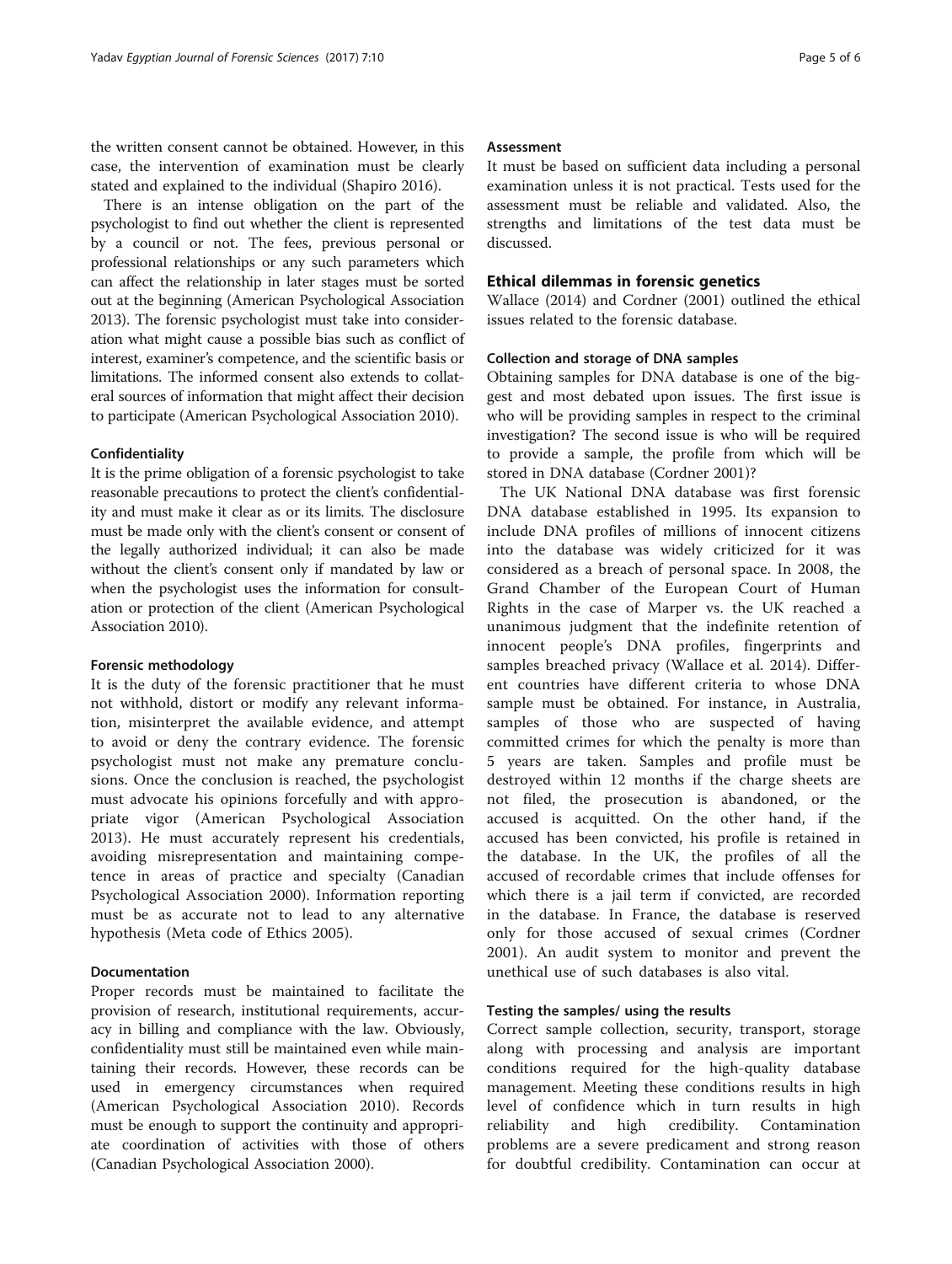the written consent cannot be obtained. However, in this case, the intervention of examination must be clearly stated and explained to the individual (Shapiro 2016).

There is an intense obligation on the part of the psychologist to find out whether the client is represented by a council or not. The fees, previous personal or professional relationships or any such parameters which can affect the relationship in later stages must be sorted out at the beginning (American Psychological Association 2013). The forensic psychologist must take into consideration what might cause a possible bias such as conflict of interest, examiner's competence, and the scientific basis or limitations. The informed consent also extends to collateral sources of information that might affect their decision to participate (American Psychological Association 2010).

#### Confidentiality

It is the prime obligation of a forensic psychologist to take reasonable precautions to protect the client's confidentiality and must make it clear as or its limits. The disclosure must be made only with the client's consent or consent of the legally authorized individual; it can also be made without the client's consent only if mandated by law or when the psychologist uses the information for consultation or protection of the client (American Psychological Association 2010).

#### Forensic methodology

It is the duty of the forensic practitioner that he must not withhold, distort or modify any relevant information, misinterpret the available evidence, and attempt to avoid or deny the contrary evidence. The forensic psychologist must not make any premature conclusions. Once the conclusion is reached, the psychologist must advocate his opinions forcefully and with appropriate vigor (American Psychological Association 2013). He must accurately represent his credentials, avoiding misrepresentation and maintaining competence in areas of practice and specialty (Canadian Psychological Association 2000). Information reporting must be as accurate not to lead to any alternative hypothesis (Meta code of Ethics 2005).

#### Documentation

Proper records must be maintained to facilitate the provision of research, institutional requirements, accuracy in billing and compliance with the law. Obviously, confidentiality must still be maintained even while maintaining their records. However, these records can be used in emergency circumstances when required (American Psychological Association 2010). Records must be enough to support the continuity and appropriate coordination of activities with those of others (Canadian Psychological Association 2000).

#### Assessment

It must be based on sufficient data including a personal examination unless it is not practical. Tests used for the assessment must be reliable and validated. Also, the strengths and limitations of the test data must be discussed.

### Ethical dilemmas in forensic genetics

Wallace (2014) and Cordner (2001) outlined the ethical issues related to the forensic database.

#### Collection and storage of DNA samples

Obtaining samples for DNA database is one of the biggest and most debated upon issues. The first issue is who will be providing samples in respect to the criminal investigation? The second issue is who will be required to provide a sample, the profile from which will be stored in DNA database (Cordner 2001)?

The UK National DNA database was first forensic DNA database established in 1995. Its expansion to include DNA profiles of millions of innocent citizens into the database was widely criticized for it was considered as a breach of personal space. In 2008, the Grand Chamber of the European Court of Human Rights in the case of Marper vs. the UK reached a unanimous judgment that the indefinite retention of innocent people's DNA profiles, fingerprints and samples breached privacy (Wallace et al. 2014). Different countries have different criteria to whose DNA sample must be obtained. For instance, in Australia, samples of those who are suspected of having committed crimes for which the penalty is more than 5 years are taken. Samples and profile must be destroyed within 12 months if the charge sheets are not filed, the prosecution is abandoned, or the accused is acquitted. On the other hand, if the accused has been convicted, his profile is retained in the database. In the UK, the profiles of all the accused of recordable crimes that include offenses for which there is a jail term if convicted, are recorded in the database. In France, the database is reserved only for those accused of sexual crimes (Cordner 2001). An audit system to monitor and prevent the unethical use of such databases is also vital.

#### Testing the samples/ using the results

Correct sample collection, security, transport, storage along with processing and analysis are important conditions required for the high-quality database management. Meeting these conditions results in high level of confidence which in turn results in high reliability and high credibility. Contamination problems are a severe predicament and strong reason for doubtful credibility. Contamination can occur at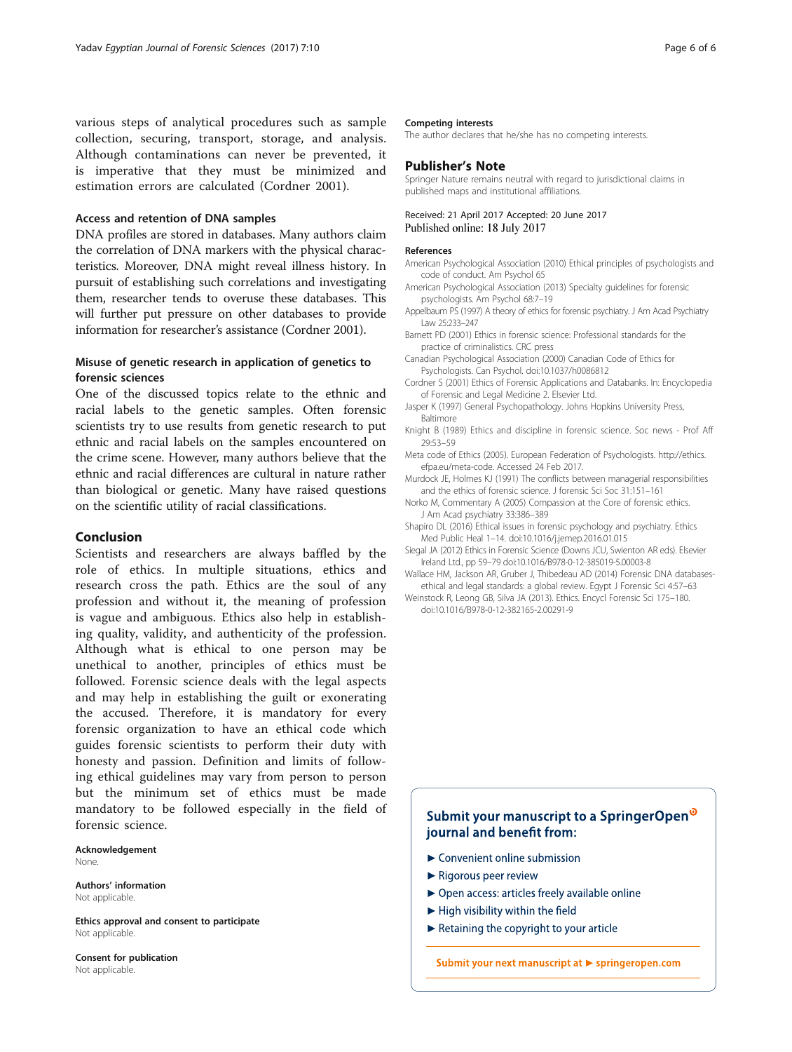various steps of analytical procedures such as sample collection, securing, transport, storage, and analysis. Although contaminations can never be prevented, it is imperative that they must be minimized and estimation errors are calculated (Cordner 2001).

### Access and retention of DNA samples

DNA profiles are stored in databases. Many authors claim the correlation of DNA markers with the physical characteristics. Moreover, DNA might reveal illness history. In pursuit of establishing such correlations and investigating them, researcher tends to overuse these databases. This will further put pressure on other databases to provide information for researcher's assistance (Cordner 2001).

### Misuse of genetic research in application of genetics to forensic sciences

One of the discussed topics relate to the ethnic and racial labels to the genetic samples. Often forensic scientists try to use results from genetic research to put ethnic and racial labels on the samples encountered on the crime scene. However, many authors believe that the ethnic and racial differences are cultural in nature rather than biological or genetic. Many have raised questions on the scientific utility of racial classifications.

## Conclusion

Scientists and researchers are always baffled by the role of ethics. In multiple situations, ethics and research cross the path. Ethics are the soul of any profession and without it, the meaning of profession is vague and ambiguous. Ethics also help in establishing quality, validity, and authenticity of the profession. Although what is ethical to one person may be unethical to another, principles of ethics must be followed. Forensic science deals with the legal aspects and may help in establishing the guilt or exonerating the accused. Therefore, it is mandatory for every forensic organization to have an ethical code which guides forensic scientists to perform their duty with honesty and passion. Definition and limits of following ethical guidelines may vary from person to person but the minimum set of ethics must be made mandatory to be followed especially in the field of forensic science.

**Acknowledgement**
None.

**Authors' information**
Not applicable.

**Ethics approval and consent to participate**
Not applicable.

**Consent for publication**
Not applicable.

**Competing interests**
The author declares that he/she has no competing interests.

## Publisher's Note

Springer Nature remains neutral with regard to jurisdictional claims in published maps and institutional affiliations.

Received: 21 April 2017 Accepted: 20 June 2017
Published online: 18 July 2017

### References

American Psychological Association (2010) Ethical principles of psychologists and code of conduct. Am Psychol 65

American Psychological Association (2013) Specialty guidelines for forensic psychologists. Am Psychol 68:7–19

Appelbaum PS (1997) A theory of ethics for forensic psychiatry. J Am Acad Psychiatry Law 25:233–247

Barnett PD (2001) Ethics in forensic science: Professional standards for the practice of criminalistics. CRC press

Canadian Psychological Association (2000) Canadian Code of Ethics for Psychologists. Can Psychol. doi:10.1037/h0086812

Cordner S (2001) Ethics of Forensic Applications and Databanks. In: Encyclopedia of Forensic and Legal Medicine 2. Elsevier Ltd.

Jasper K (1997) General Psychopathology. Johns Hopkins University Press, Baltimore

Knight B (1989) Ethics and discipline in forensic science. Soc news - Prof Aff 29:53–59

Meta code of Ethics (2005). European Federation of Psychologists. http://ethics.efpa.eu/meta-code. Accessed 24 Feb 2017.

Murdock JE, Holmes KJ (1991) The conflicts between managerial responsibilities and the ethics of forensic science. J forensic Sci Soc 31:151–161

Norko M, Commentary A (2005) Compassion at the Core of forensic ethics. J Am Acad psychiatry 33:386–389

Shapiro DL (2016) Ethical issues in forensic psychology and psychiatry. Ethics Med Public Heal 1–14. doi:10.1016/j.jemep.2016.01.015

Siegal JA (2012) Ethics in Forensic Science (Downs JCU, Swienton AR eds). Elsevier Ireland Ltd., pp 59–79 doi:10.1016/B978-0-12-385019-5.00003-8

Wallace HM, Jackson AR, Gruber J, Thibedeau AD (2014) Forensic DNA databases-ethical and legal standards: a global review. Egypt J Forensic Sci 4:57–63

Weinstock R, Leong GB, Silva JA (2013). Ethics. Encycl Forensic Sci 175–180. doi:10.1016/B978-0-12-382165-2.00291-9

**Submit your manuscript to a SpringerOpen journal and benefit from:**

- ► Convenient online submission
- ► Rigorous peer review
- ► Open access: articles freely available online
- ► High visibility within the field
- ► Retaining the copyright to your article

Submit your next manuscript at ► springeropen.com